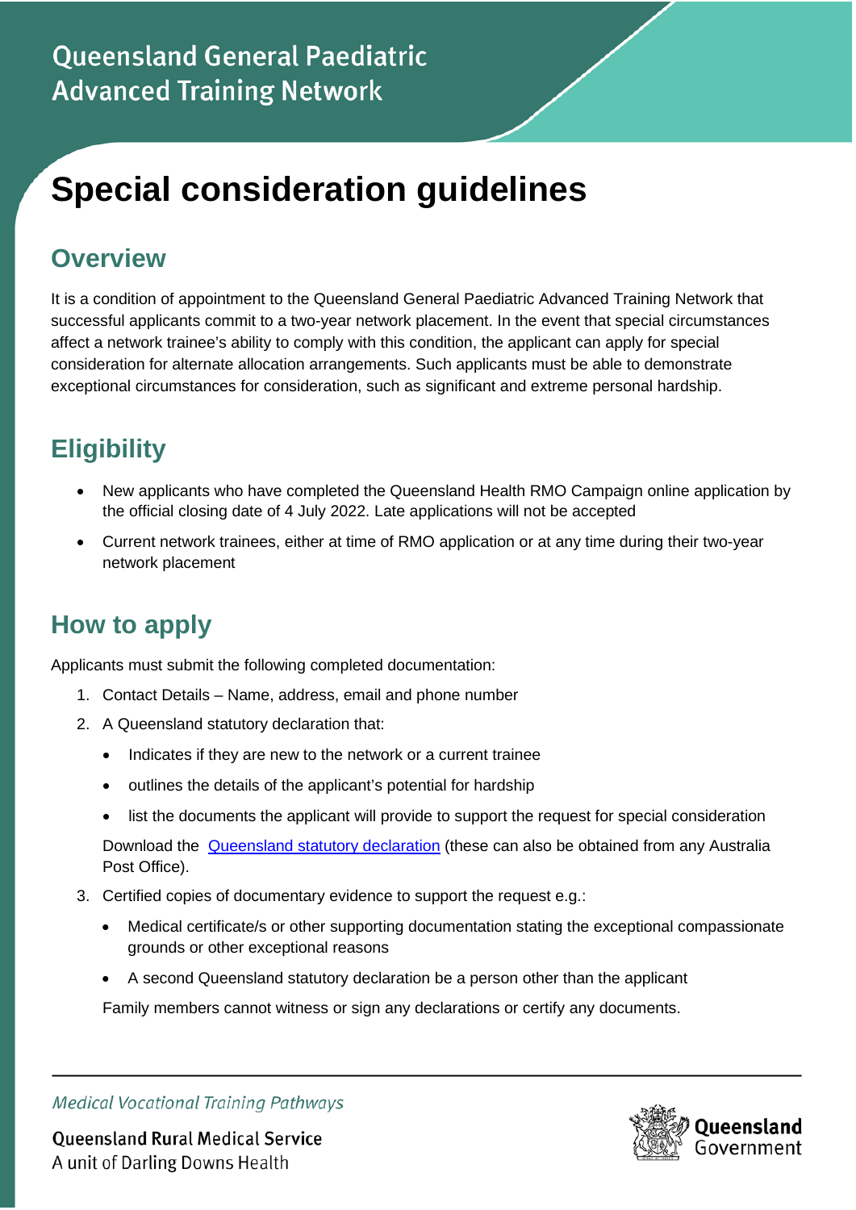Queensland General Paediatric Advanced Training Network

# Special consideration guidelines

## Overview

It is a condition of appointment to the Queensland General Paediatric Advanced Training Network that successful applicants commit to a two-year network placement. In the event that special circumstances affect a network trainee's ability to comply with this condition, the applicant can apply for special consideration for alternate allocation arrangements. Such applicants must be able to demonstrate exceptional circumstances for consideration, such as significant and extreme personal hardship.

## Eligibility

- New applicants who have completed the Queensland Health RMO Campaign online application by the official closing date of 4 July 2022. Late applications will not be accepted
- Current network trainees, either at time of RMO application or at any time during their two-year network placement

## How to apply

Applicants must submit the following completed documentation:

1. Contact Details – Name, address, email and phone number
2. A Queensland statutory declaration that:
   - Indicates if they are new to the network or a current trainee
   - outlines the details of the applicant's potential for hardship
   - list the documents the applicant will provide to support the request for special consideration

   Download the [Queensland statutory declaration](#) (these can also be obtained from any Australia Post Office).
3. Certified copies of documentary evidence to support the request e.g.:
   - Medical certificate/s or other supporting documentation stating the exceptional compassionate grounds or other exceptional reasons
   - A second Queensland statutory declaration be a person other than the applicant

   Family members cannot witness or sign any declarations or certify any documents.

*Medical Vocational Training Pathways*

Queensland Rural Medical Service
A unit of Darling Downs Health

Queensland Government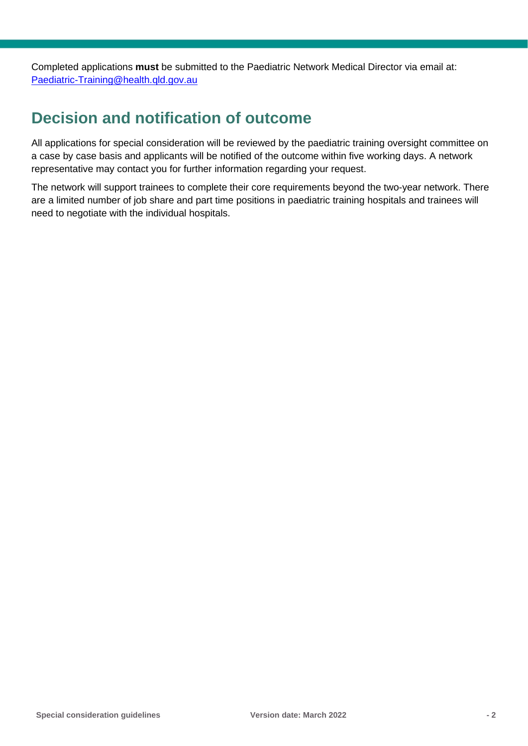Completed applications **must** be submitted to the Paediatric Network Medical Director via email at: [Paediatric-Training@health.qld.gov.au](mailto:Paediatric-Training@health.qld.gov.au)

## Decision and notification of outcome

All applications for special consideration will be reviewed by the paediatric training oversight committee on a case by case basis and applicants will be notified of the outcome within five working days. A network representative may contact you for further information regarding your request.

The network will support trainees to complete their core requirements beyond the two-year network. There are a limited number of job share and part time positions in paediatric training hospitals and trainees will need to negotiate with the individual hospitals.